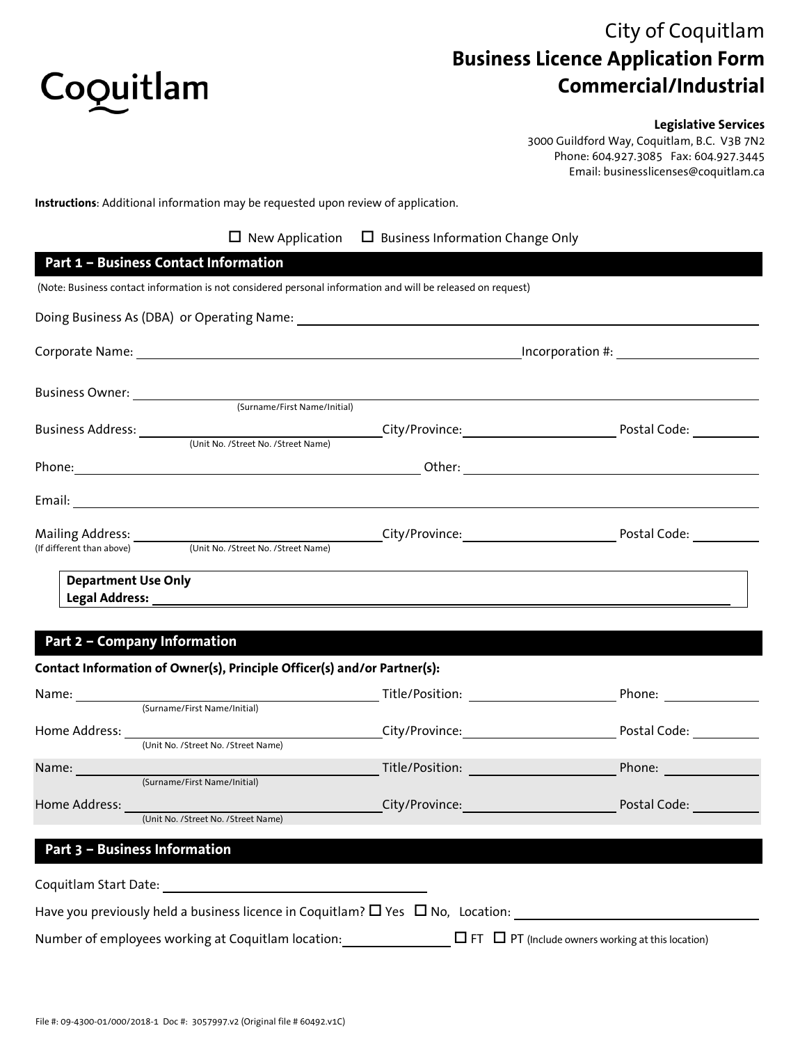Coquitlam

# City of Coquitlam
## Business Licence Application Form
## Commercial/Industrial

**Legislative Services**
3000 Guildford Way, Coquitlam, B.C. V3B 7N2
Phone: 604.927.3085 Fax: 604.927.3445
Email: businesslicenses@coquitlam.ca

**Instructions**: Additional information may be requested upon review of application.

☐ New Application ☐ Business Information Change Only

## Part 1 – Business Contact Information

(Note: Business contact information is not considered personal information and will be released on request)

Doing Business As (DBA) or Operating Name: ____________________

Corporate Name: ____________________ Incorporation #: ____________________

Business Owner: ____________________
(Surname/First Name/Initial)

Business Address: ____________________ City/Province: ____________________ Postal Code: __________
(Unit No. /Street No. /Street Name)

Phone: ____________________ Other: ____________________

Email: ____________________

Mailing Address: ____________________ City/Province: ____________________ Postal Code: __________
(If different than above) (Unit No. /Street No. /Street Name)

**Department Use Only**
**Legal Address:** ____________________

## Part 2 – Company Information

**Contact Information of Owner(s), Principle Officer(s) and/or Partner(s):**

Name: ____________________ Title/Position: ____________________ Phone: __________
(Surname/First Name/Initial)

Home Address: ____________________ City/Province: ____________________ Postal Code: __________
(Unit No. /Street No. /Street Name)

Name: ____________________ Title/Position: ____________________ Phone: __________
(Surname/First Name/Initial)

Home Address: ____________________ City/Province: ____________________ Postal Code: __________
(Unit No. /Street No. /Street Name)

## Part 3 – Business Information

Coquitlam Start Date: ____________________

Have you previously held a business licence in Coquitlam? ☐ Yes ☐ No, Location: ____________________

Number of employees working at Coquitlam location: __________ ☐ FT ☐ PT (Include owners working at this location)

File #: 09-4300-01/000/2018-1 Doc #: 3057997.v2 (Original file # 60492.v1C)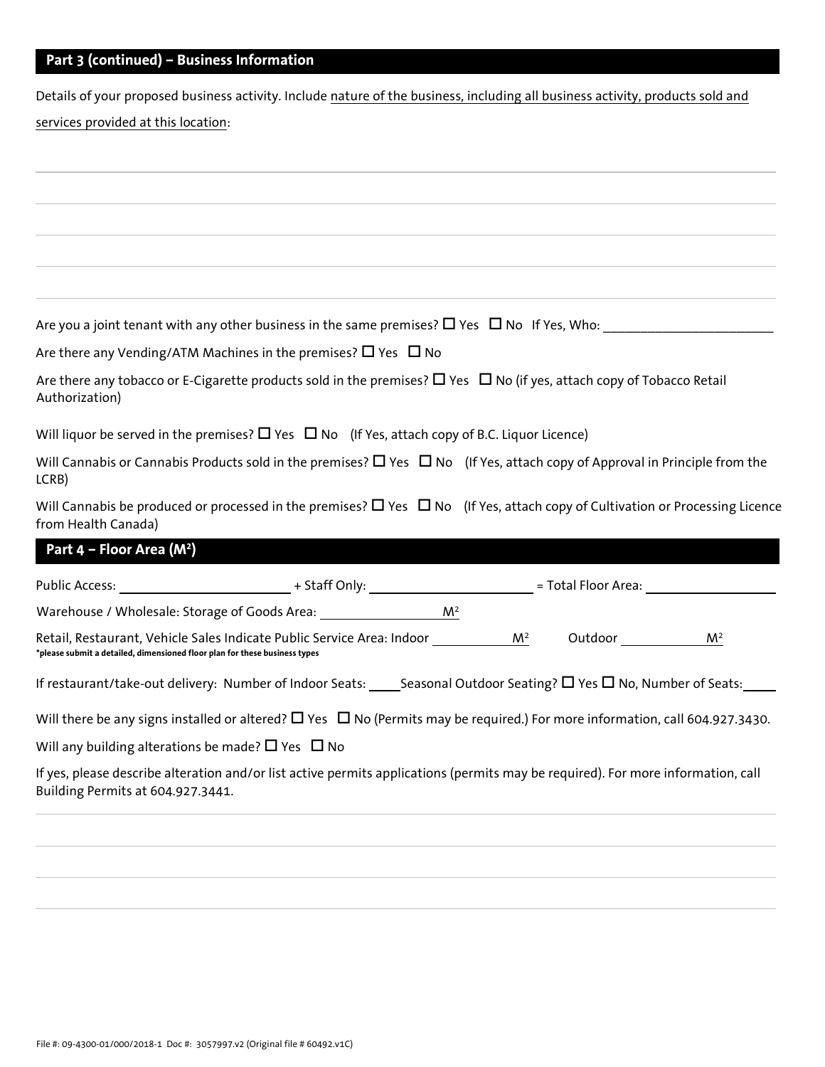## Part 3 (continued) – Business Information

Details of your proposed business activity. Include <u>nature of the business, including all business activity, products sold and services provided at this location</u>:

\_\_\_\_\_\_\_\_\_\_\_\_\_\_\_\_\_\_\_\_\_\_\_\_\_\_\_\_\_\_\_\_\_\_\_\_\_\_\_\_\_\_\_\_\_\_\_\_\_\_\_\_\_\_\_\_\_\_\_\_\_\_\_\_\_\_\_\_\_\_\_\_

\_\_\_\_\_\_\_\_\_\_\_\_\_\_\_\_\_\_\_\_\_\_\_\_\_\_\_\_\_\_\_\_\_\_\_\_\_\_\_\_\_\_\_\_\_\_\_\_\_\_\_\_\_\_\_\_\_\_\_\_\_\_\_\_\_\_\_\_\_\_\_\_

\_\_\_\_\_\_\_\_\_\_\_\_\_\_\_\_\_\_\_\_\_\_\_\_\_\_\_\_\_\_\_\_\_\_\_\_\_\_\_\_\_\_\_\_\_\_\_\_\_\_\_\_\_\_\_\_\_\_\_\_\_\_\_\_\_\_\_\_\_\_\_\_

\_\_\_\_\_\_\_\_\_\_\_\_\_\_\_\_\_\_\_\_\_\_\_\_\_\_\_\_\_\_\_\_\_\_\_\_\_\_\_\_\_\_\_\_\_\_\_\_\_\_\_\_\_\_\_\_\_\_\_\_\_\_\_\_\_\_\_\_\_\_\_\_

\_\_\_\_\_\_\_\_\_\_\_\_\_\_\_\_\_\_\_\_\_\_\_\_\_\_\_\_\_\_\_\_\_\_\_\_\_\_\_\_\_\_\_\_\_\_\_\_\_\_\_\_\_\_\_\_\_\_\_\_\_\_\_\_\_\_\_\_\_\_\_\_

Are you a joint tenant with any other business in the same premises? ☐ Yes ☐ No If Yes, Who: \_\_\_\_\_\_\_\_\_\_\_\_\_\_\_\_\_\_\_\_\_\_\_\_

Are there any Vending/ATM Machines in the premises? ☐ Yes ☐ No

Are there any tobacco or E-Cigarette products sold in the premises? ☐ Yes ☐ No (if yes, attach copy of Tobacco Retail Authorization)

Will liquor be served in the premises? ☐ Yes ☐ No (If Yes, attach copy of B.C. Liquor Licence)

Will Cannabis or Cannabis Products sold in the premises? ☐ Yes ☐ No (If Yes, attach copy of Approval in Principle from the LCRB)

Will Cannabis be produced or processed in the premises? ☐ Yes ☐ No (If Yes, attach copy of Cultivation or Processing Licence from Health Canada)

## Part 4 – Floor Area ($M^2$)

Public Access: \_\_\_\_\_\_\_\_\_\_\_\_\_\_\_\_\_\_\_\_ + Staff Only: \_\_\_\_\_\_\_\_\_\_\_\_\_\_\_\_\_\_\_\_ = Total Floor Area: \_\_\_\_\_\_\_\_\_\_\_\_\_\_\_\_\_\_\_\_

Warehouse / Wholesale: Storage of Goods Area: \_\_\_\_\_\_\_\_\_\_\_\_\_\_\_\_ $M^2$

Retail, Restaurant, Vehicle Sales Indicate Public Service Area: Indoor \_\_\_\_\_\_\_\_\_\_ $M^2$ Outdoor \_\_\_\_\_\_\_\_\_\_ $M^2$

**\*please submit a detailed, dimensioned floor plan for these business types**

If restaurant/take-out delivery: Number of Indoor Seats: \_\_\_\_\_ Seasonal Outdoor Seating? ☐ Yes ☐ No, Number of Seats: \_\_\_\_\_

Will there be any signs installed or altered? ☐ Yes ☐ No (Permits may be required.) For more information, call 604.927.3430.

Will any building alterations be made? ☐ Yes ☐ No

If yes, please describe alteration and/or list active permits applications (permits may be required). For more information, call Building Permits at 604.927.3441.

\_\_\_\_\_\_\_\_\_\_\_\_\_\_\_\_\_\_\_\_\_\_\_\_\_\_\_\_\_\_\_\_\_\_\_\_\_\_\_\_\_\_\_\_\_\_\_\_\_\_\_\_\_\_\_\_\_\_\_\_\_\_\_\_\_\_\_\_\_\_\_\_

\_\_\_\_\_\_\_\_\_\_\_\_\_\_\_\_\_\_\_\_\_\_\_\_\_\_\_\_\_\_\_\_\_\_\_\_\_\_\_\_\_\_\_\_\_\_\_\_\_\_\_\_\_\_\_\_\_\_\_\_\_\_\_\_\_\_\_\_\_\_\_\_

\_\_\_\_\_\_\_\_\_\_\_\_\_\_\_\_\_\_\_\_\_\_\_\_\_\_\_\_\_\_\_\_\_\_\_\_\_\_\_\_\_\_\_\_\_\_\_\_\_\_\_\_\_\_\_\_\_\_\_\_\_\_\_\_\_\_\_\_\_\_\_\_

\_\_\_\_\_\_\_\_\_\_\_\_\_\_\_\_\_\_\_\_\_\_\_\_\_\_\_\_\_\_\_\_\_\_\_\_\_\_\_\_\_\_\_\_\_\_\_\_\_\_\_\_\_\_\_\_\_\_\_\_\_\_\_\_\_\_\_\_\_\_\_\_

File #: 09-4300-01/000/2018-1 Doc #: 3057997.v2 (Original file # 60492.v1C)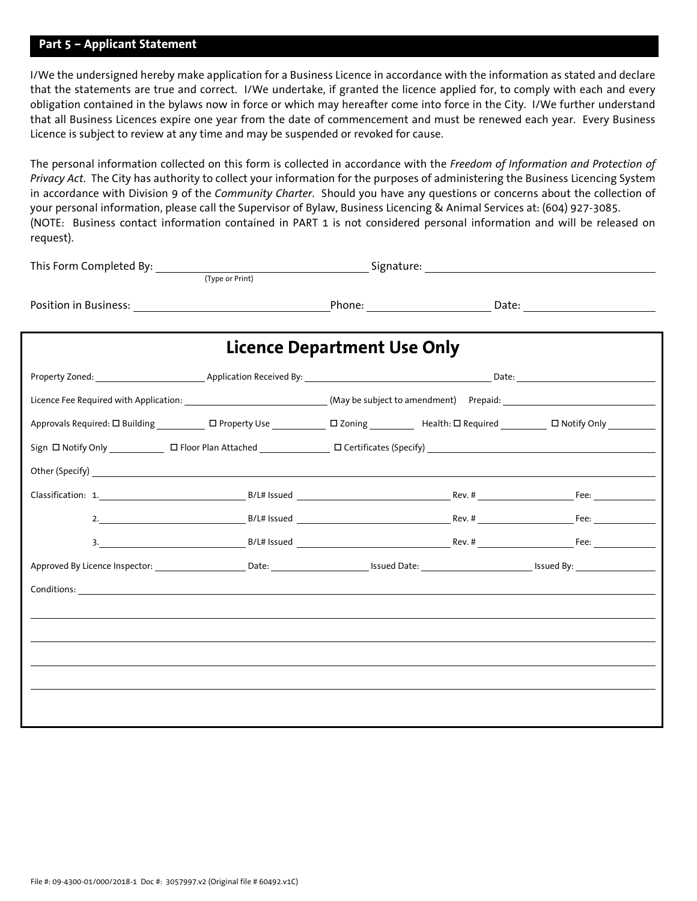## Part 5 – Applicant Statement

I/We the undersigned hereby make application for a Business Licence in accordance with the information as stated and declare that the statements are true and correct. I/We undertake, if granted the licence applied for, to comply with each and every obligation contained in the bylaws now in force or which may hereafter come into force in the City. I/We further understand that all Business Licences expire one year from the date of commencement and must be renewed each year. Every Business Licence is subject to review at any time and may be suspended or revoked for cause.

The personal information collected on this form is collected in accordance with the *Freedom of Information and Protection of Privacy Act*. The City has authority to collect your information for the purposes of administering the Business Licencing System in accordance with Division 9 of the *Community Charter*. Should you have any questions or concerns about the collection of your personal information, please call the Supervisor of Bylaw, Business Licencing & Animal Services at: (604) 927-3085.
(NOTE: Business contact information contained in PART 1 is not considered personal information and will be released on request).

This Form Completed By: ______________________ (Type or Print) Signature: ______________________

Position in Business: ______________________ Phone: ______________ Date: ______________

## Licence Department Use Only

Property Zoned: ______________ Application Received By: ______________________ Date: ______________

Licence Fee Required with Application: ______________ (May be subject to amendment) Prepaid: ______________

Approvals Required: ☐ Building ________ ☐ Property Use ________ ☐ Zoning ________ Health: ☐ Required ________ ☐ Notify Only ________

Sign ☐ Notify Only ________ ☐ Floor Plan Attached ________ ☐ Certificates (Specify) ______________________

Other (Specify) ______________________________________________

| | | | | |
|---|---|---|---|---|
| Classification: 1. ______________ | B/L# Issued ______________ | Rev. # ______________ | Fee: ________ |
| 2. ______________ | B/L# Issued ______________ | Rev. # ______________ | Fee: ________ |
| 3. ______________ | B/L# Issued ______________ | Rev. # ______________ | Fee: ________ |

Approved By Licence Inspector: ______________ Date: ______________ Issued Date: ______________ Issued By: ______________

Conditions: ______________________________________________

File #: 09-4300-01/000/2018-1 Doc #: 3057997.v2 (Original file # 60492.v1C)